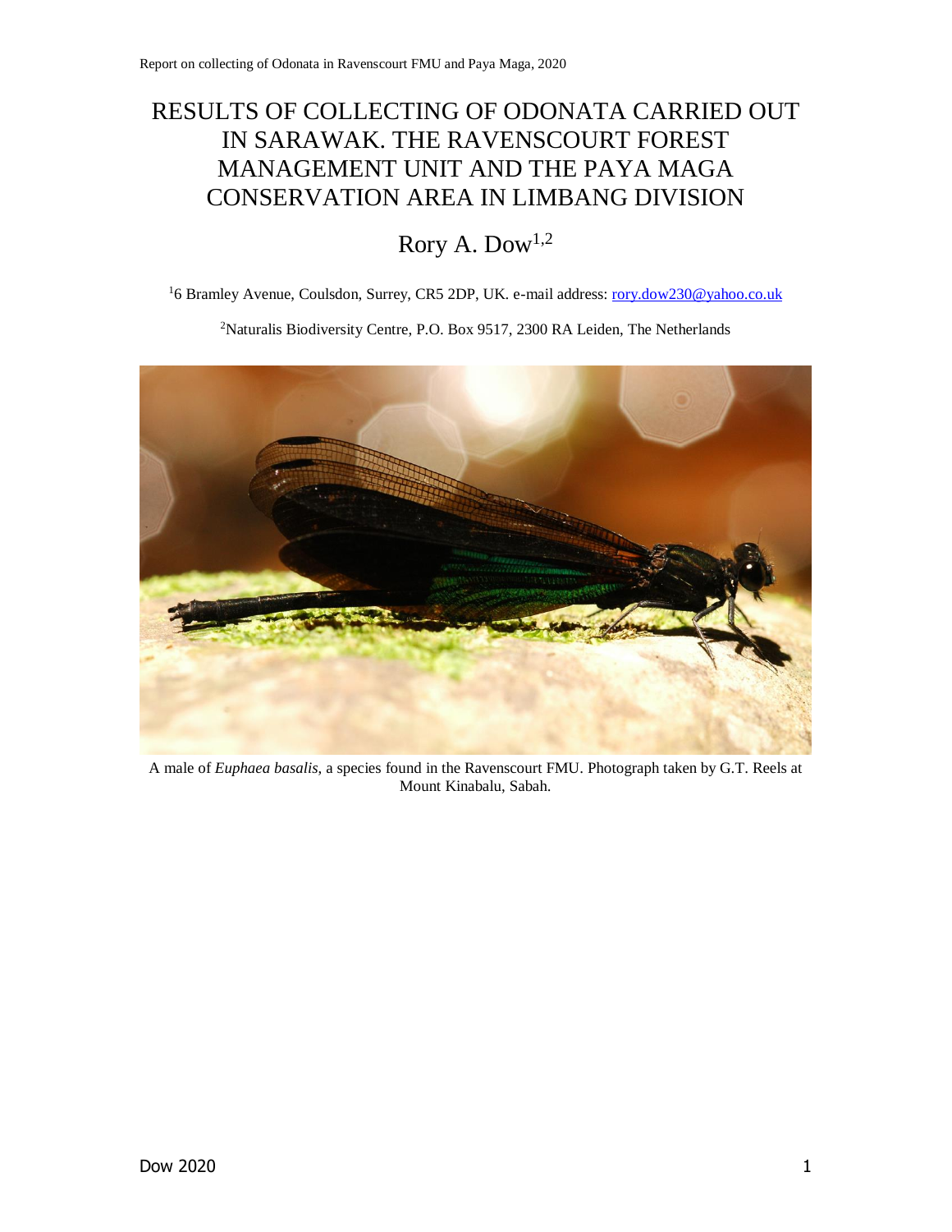# RESULTS OF COLLECTING OF ODONATA CARRIED OUT IN SARAWAK. THE RAVENSCOURT FOREST MANAGEMENT UNIT AND THE PAYA MAGA CONSERVATION AREA IN LIMBANG DIVISION

Rory A. Dow[1,2]

[1]6 Bramley Avenue, Coulsdon, Surrey, CR5 2DP, UK. e-mail address: rory.dow230@yahoo.co.uk

[2]Naturalis Biodiversity Centre, P.O. Box 9517, 2300 RA Leiden, The Netherlands

A male of *Euphaea basalis*, a species found in the Ravenscourt FMU. Photograph taken by G.T. Reels at Mount Kinabalu, Sabah.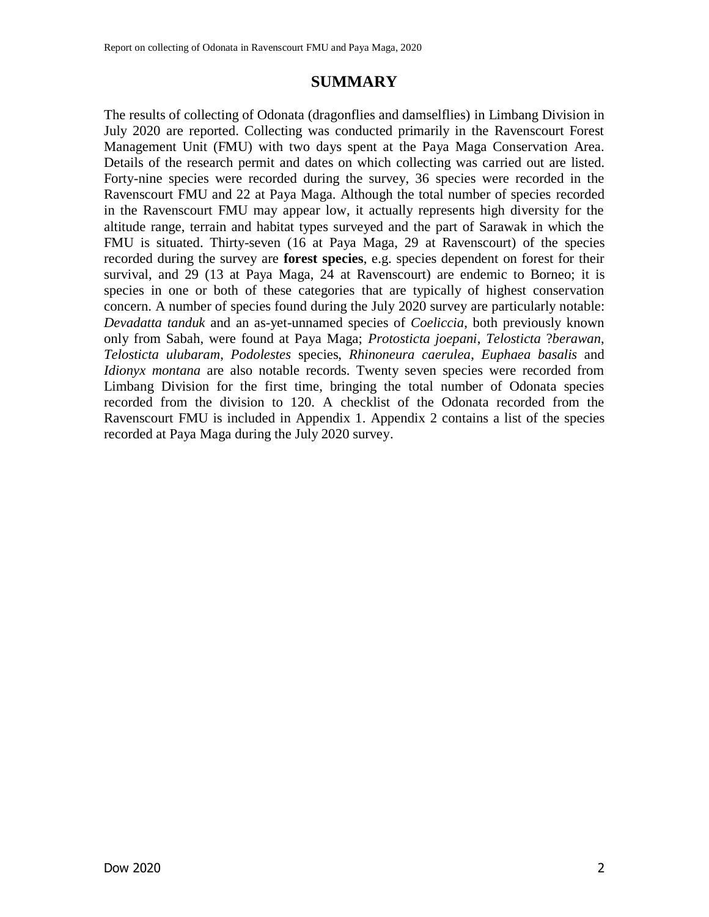# SUMMARY

The results of collecting of Odonata (dragonflies and damselflies) in Limbang Division in July 2020 are reported. Collecting was conducted primarily in the Ravenscourt Forest Management Unit (FMU) with two days spent at the Paya Maga Conservation Area. Details of the research permit and dates on which collecting was carried out are listed. Forty-nine species were recorded during the survey, 36 species were recorded in the Ravenscourt FMU and 22 at Paya Maga. Although the total number of species recorded in the Ravenscourt FMU may appear low, it actually represents high diversity for the altitude range, terrain and habitat types surveyed and the part of Sarawak in which the FMU is situated. Thirty-seven (16 at Paya Maga, 29 at Ravenscourt) of the species recorded during the survey are **forest species**, e.g. species dependent on forest for their survival, and 29 (13 at Paya Maga, 24 at Ravenscourt) are endemic to Borneo; it is species in one or both of these categories that are typically of highest conservation concern. A number of species found during the July 2020 survey are particularly notable: *Devadatta tanduk* and an as-yet-unnamed species of *Coeliccia*, both previously known only from Sabah, were found at Paya Maga; *Protosticta joepani*, *Telosticta* ?*berawan*, *Telosticta ulubaram*, *Podolestes* species, *Rhinoneura caerulea*, *Euphaea basalis* and *Idionyx montana* are also notable records. Twenty seven species were recorded from Limbang Division for the first time, bringing the total number of Odonata species recorded from the division to 120. A checklist of the Odonata recorded from the Ravenscourt FMU is included in Appendix 1. Appendix 2 contains a list of the species recorded at Paya Maga during the July 2020 survey.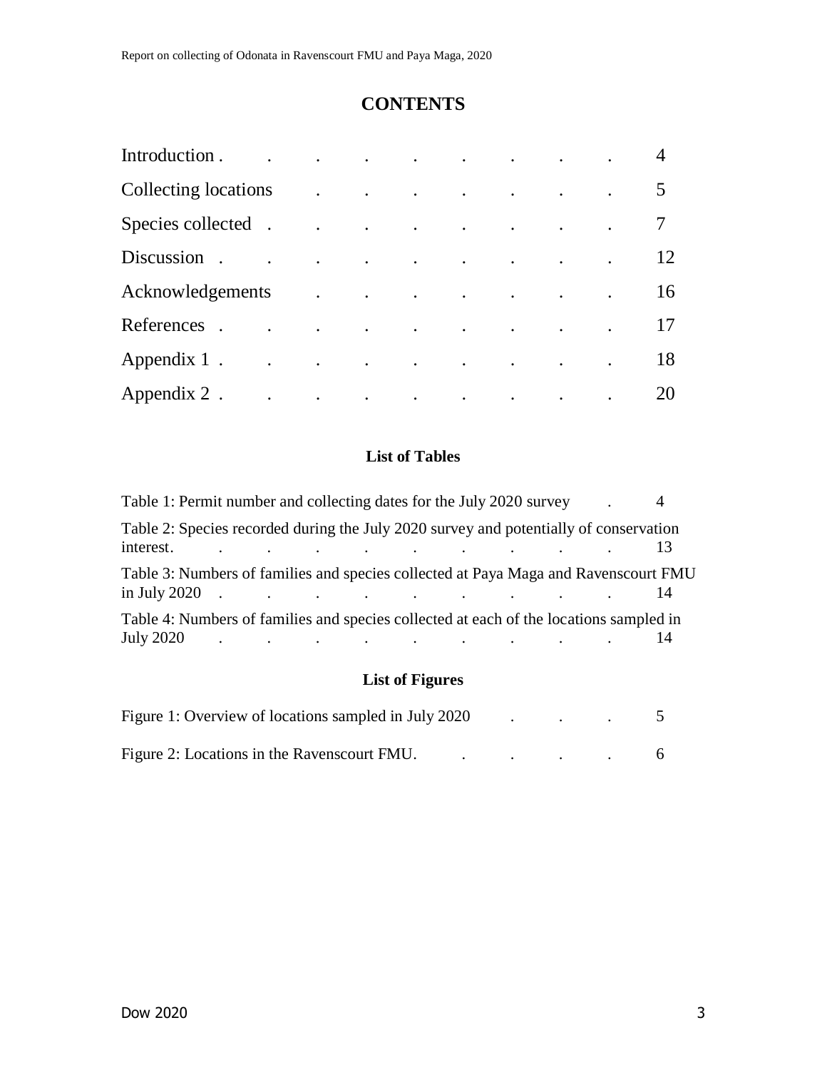# CONTENTS

| | |
|---|---|
| Introduction | 4 |
| Collecting locations | 5 |
| Species collected | 7 |
| Discussion | 12 |
| Acknowledgements | 16 |
| References | 17 |
| Appendix 1 | 18 |
| Appendix 2 | 20 |

## List of Tables

| | |
|---|---|
| Table 1: Permit number and collecting dates for the July 2020 survey | 4 |
| Table 2: Species recorded during the July 2020 survey and potentially of conservation interest. | 13 |
| Table 3: Numbers of families and species collected at Paya Maga and Ravenscourt FMU in July 2020 | 14 |
| Table 4: Numbers of families and species collected at each of the locations sampled in July 2020 | 14 |

## List of Figures

| | |
|---|---|
| Figure 1: Overview of locations sampled in July 2020 | 5 |
| Figure 2: Locations in the Ravenscourt FMU. | 6 |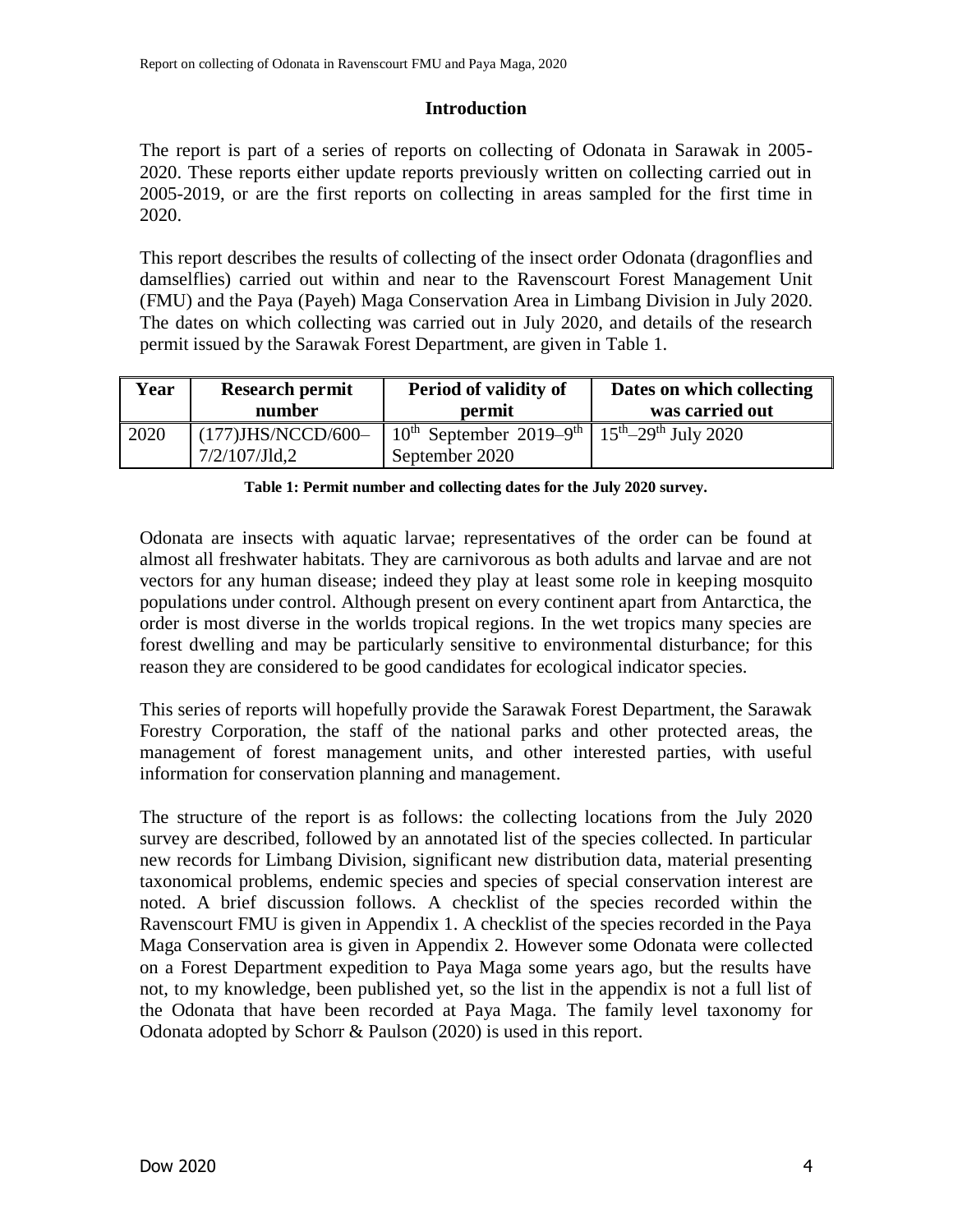## Introduction

The report is part of a series of reports on collecting of Odonata in Sarawak in 2005-2020. These reports either update reports previously written on collecting carried out in 2005-2019, or are the first reports on collecting in areas sampled for the first time in 2020.

This report describes the results of collecting of the insect order Odonata (dragonflies and damselflies) carried out within and near to the Ravenscourt Forest Management Unit (FMU) and the Paya (Payeh) Maga Conservation Area in Limbang Division in July 2020. The dates on which collecting was carried out in July 2020, and details of the research permit issued by the Sarawak Forest Department, are given in Table 1.

| Year | Research permit number | Period of validity of permit | Dates on which collecting was carried out |
|---|---|---|---|
| 2020 | (177)JHS/NCCD/600–7/2/107/Jld,2 | 10th September 2019–9th September 2020 | 15th–29th July 2020 |

**Table 1: Permit number and collecting dates for the July 2020 survey.**

Odonata are insects with aquatic larvae; representatives of the order can be found at almost all freshwater habitats. They are carnivorous as both adults and larvae and are not vectors for any human disease; indeed they play at least some role in keeping mosquito populations under control. Although present on every continent apart from Antarctica, the order is most diverse in the worlds tropical regions. In the wet tropics many species are forest dwelling and may be particularly sensitive to environmental disturbance; for this reason they are considered to be good candidates for ecological indicator species.

This series of reports will hopefully provide the Sarawak Forest Department, the Sarawak Forestry Corporation, the staff of the national parks and other protected areas, the management of forest management units, and other interested parties, with useful information for conservation planning and management.

The structure of the report is as follows: the collecting locations from the July 2020 survey are described, followed by an annotated list of the species collected. In particular new records for Limbang Division, significant new distribution data, material presenting taxonomical problems, endemic species and species of special conservation interest are noted. A brief discussion follows. A checklist of the species recorded within the Ravenscourt FMU is given in Appendix 1. A checklist of the species recorded in the Paya Maga Conservation area is given in Appendix 2. However some Odonata were collected on a Forest Department expedition to Paya Maga some years ago, but the results have not, to my knowledge, been published yet, so the list in the appendix is not a full list of the Odonata that have been recorded at Paya Maga. The family level taxonomy for Odonata adopted by Schorr & Paulson (2020) is used in this report.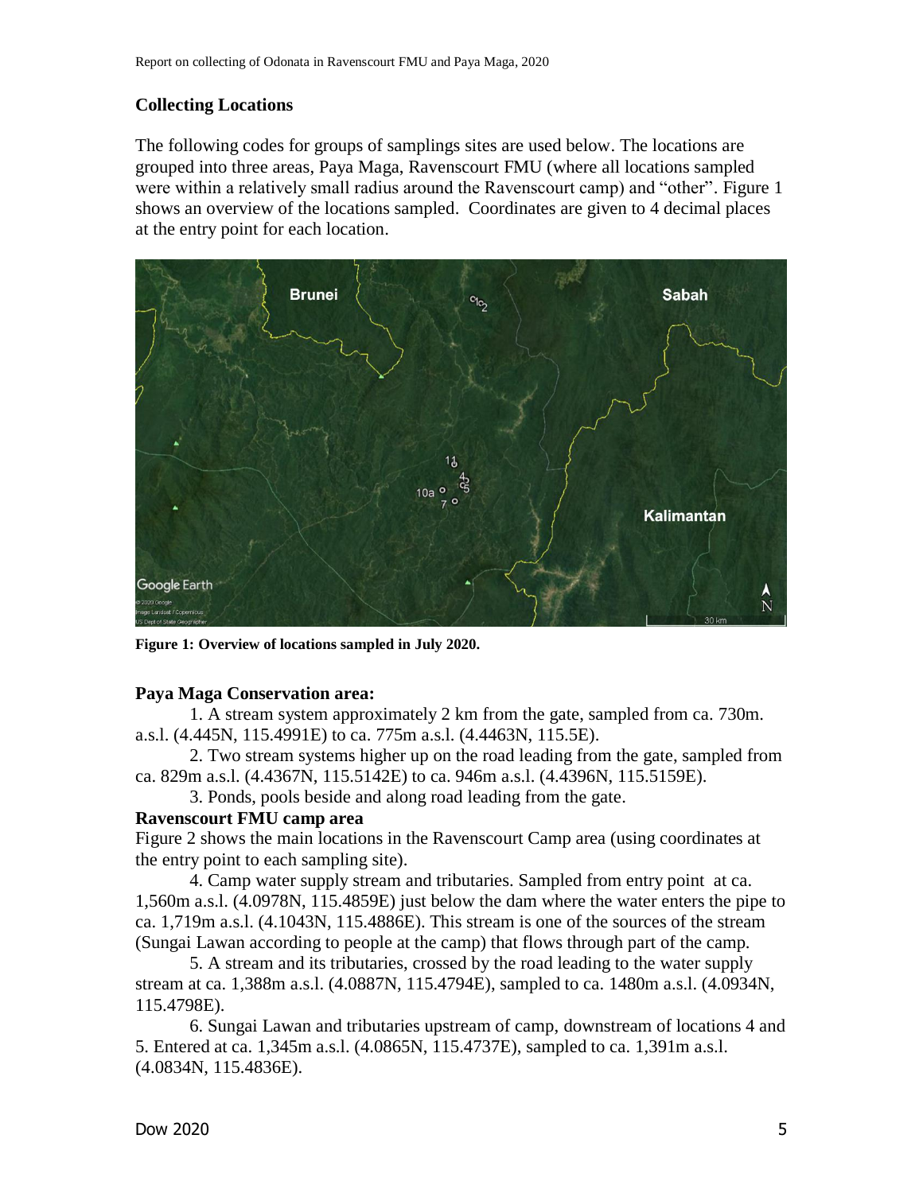## Collecting Locations

The following codes for groups of samplings sites are used below. The locations are grouped into three areas, Paya Maga, Ravenscourt FMU (where all locations sampled were within a relatively small radius around the Ravenscourt camp) and "other". Figure 1 shows an overview of the locations sampled. Coordinates are given to 4 decimal places at the entry point for each location.

**Figure 1: Overview of locations sampled in July 2020.**

### Paya Maga Conservation area:

1. A stream system approximately 2 km from the gate, sampled from ca. 730m. a.s.l. (4.445N, 115.4991E) to ca. 775m a.s.l. (4.4463N, 115.5E).
2. Two stream systems higher up on the road leading from the gate, sampled from ca. 829m a.s.l. (4.4367N, 115.5142E) to ca. 946m a.s.l. (4.4396N, 115.5159E).
3. Ponds, pools beside and along road leading from the gate.

### Ravenscourt FMU camp area

Figure 2 shows the main locations in the Ravenscourt Camp area (using coordinates at the entry point to each sampling site).

4. Camp water supply stream and tributaries. Sampled from entry point at ca. 1,560m a.s.l. (4.0978N, 115.4859E) just below the dam where the water enters the pipe to ca. 1,719m a.s.l. (4.1043N, 115.4886E). This stream is one of the sources of the stream (Sungai Lawan according to people at the camp) that flows through part of the camp.
5. A stream and its tributaries, crossed by the road leading to the water supply stream at ca. 1,388m a.s.l. (4.0887N, 115.4794E), sampled to ca. 1480m a.s.l. (4.0934N, 115.4798E).
6. Sungai Lawan and tributaries upstream of camp, downstream of locations 4 and 5. Entered at ca. 1,345m a.s.l. (4.0865N, 115.4737E), sampled to ca. 1,391m a.s.l. (4.0834N, 115.4836E).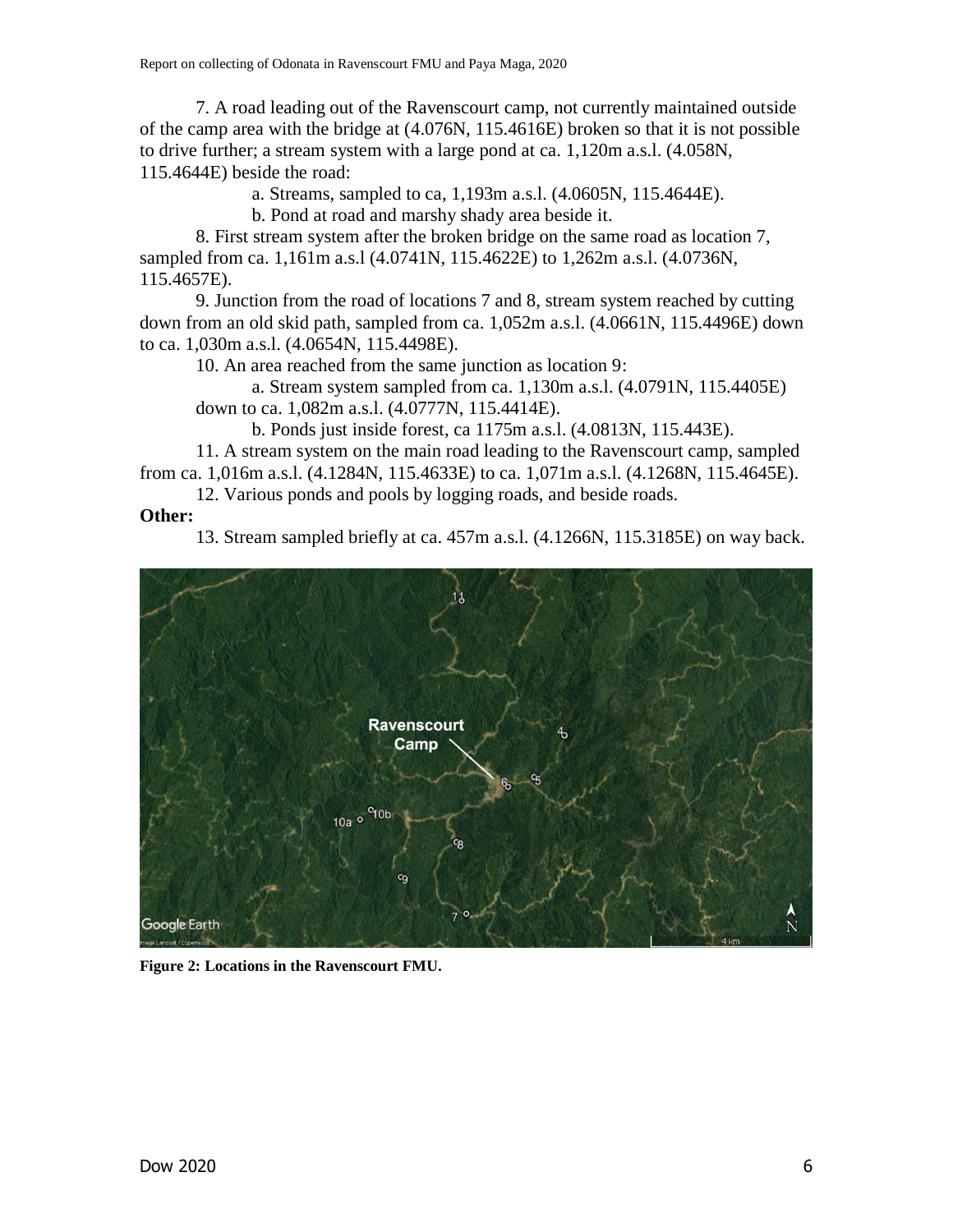7. A road leading out of the Ravenscourt camp, not currently maintained outside of the camp area with the bridge at (4.076N, 115.4616E) broken so that it is not possible to drive further; a stream system with a large pond at ca. 1,120m a.s.l. (4.058N, 115.4644E) beside the road:

  a. Streams, sampled to ca, 1,193m a.s.l. (4.0605N, 115.4644E).

  b. Pond at road and marshy shady area beside it.

8. First stream system after the broken bridge on the same road as location 7, sampled from ca. 1,161m a.s.l (4.0741N, 115.4622E) to 1,262m a.s.l. (4.0736N, 115.4657E).

9. Junction from the road of locations 7 and 8, stream system reached by cutting down from an old skid path, sampled from ca. 1,052m a.s.l. (4.0661N, 115.4496E) down to ca. 1,030m a.s.l. (4.0654N, 115.4498E).

10. An area reached from the same junction as location 9:

  a. Stream system sampled from ca. 1,130m a.s.l. (4.0791N, 115.4405E) down to ca. 1,082m a.s.l. (4.0777N, 115.4414E).

  b. Ponds just inside forest, ca 1175m a.s.l. (4.0813N, 115.443E).

11. A stream system on the main road leading to the Ravenscourt camp, sampled from ca. 1,016m a.s.l. (4.1284N, 115.4633E) to ca. 1,071m a.s.l. (4.1268N, 115.4645E).

12. Various ponds and pools by logging roads, and beside roads.

**Other:**

13. Stream sampled briefly at ca. 457m a.s.l. (4.1266N, 115.3185E) on way back.

**Figure 2: Locations in the Ravenscourt FMU.**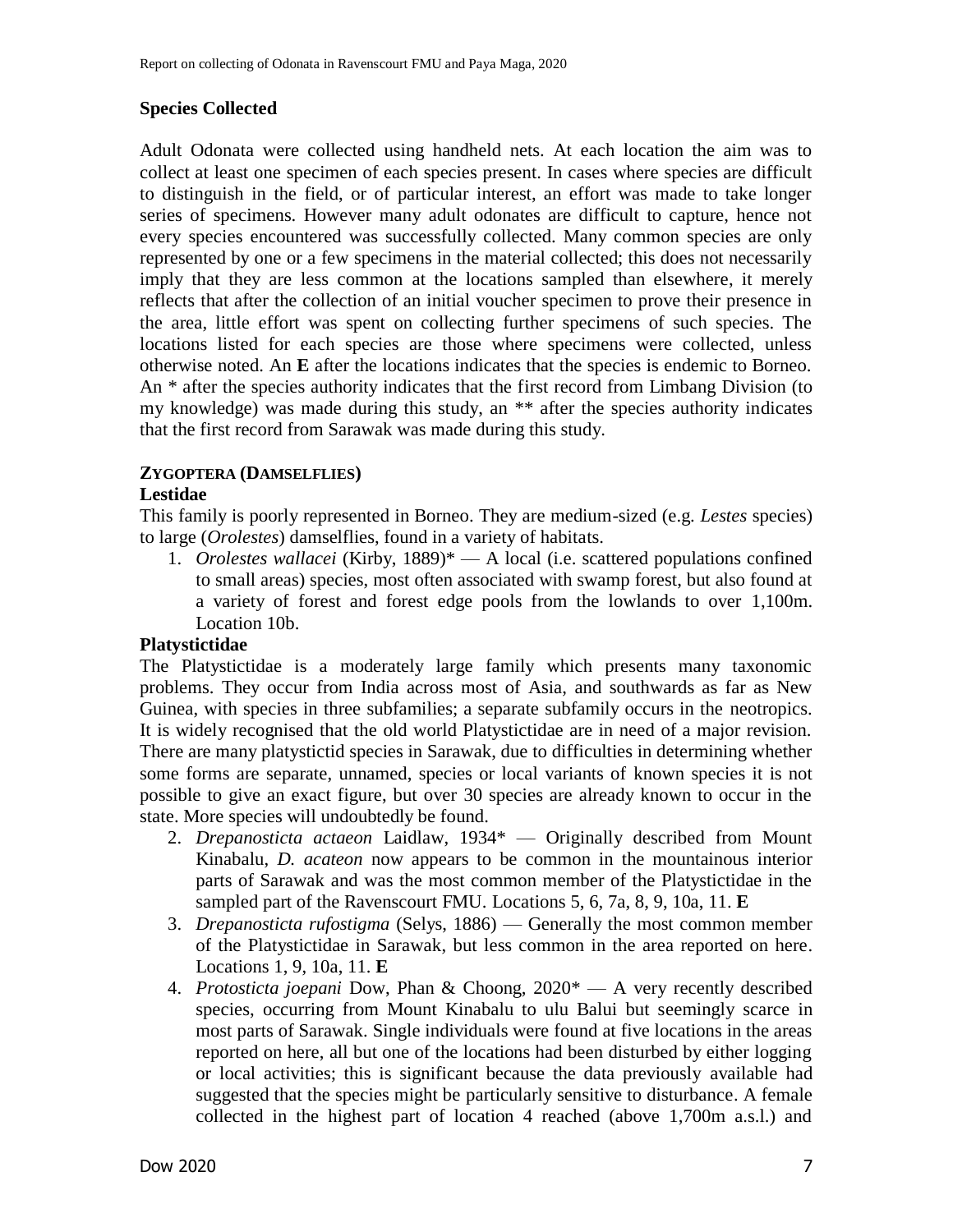## Species Collected

Adult Odonata were collected using handheld nets. At each location the aim was to collect at least one specimen of each species present. In cases where species are difficult to distinguish in the field, or of particular interest, an effort was made to take longer series of specimens. However many adult odonates are difficult to capture, hence not every species encountered was successfully collected. Many common species are only represented by one or a few specimens in the material collected; this does not necessarily imply that they are less common at the locations sampled than elsewhere, it merely reflects that after the collection of an initial voucher specimen to prove their presence in the area, little effort was spent on collecting further specimens of such species. The locations listed for each species are those where specimens were collected, unless otherwise noted. An **E** after the locations indicates that the species is endemic to Borneo. An * after the species authority indicates that the first record from Limbang Division (to my knowledge) was made during this study, an ** after the species authority indicates that the first record from Sarawak was made during this study.

### ZYGOPTERA (DAMSELFLIES)

#### Lestidae

This family is poorly represented in Borneo. They are medium-sized (e.g. *Lestes* species) to large (*Orolestes*) damselflies, found in a variety of habitats.

1. *Orolestes wallacei* (Kirby, 1889)* — A local (i.e. scattered populations confined to small areas) species, most often associated with swamp forest, but also found at a variety of forest and forest edge pools from the lowlands to over 1,100m. Location 10b.

#### Platystictidae

The Platystictidae is a moderately large family which presents many taxonomic problems. They occur from India across most of Asia, and southwards as far as New Guinea, with species in three subfamilies; a separate subfamily occurs in the neotropics. It is widely recognised that the old world Platystictidae are in need of a major revision. There are many platystictid species in Sarawak, due to difficulties in determining whether some forms are separate, unnamed, species or local variants of known species it is not possible to give an exact figure, but over 30 species are already known to occur in the state. More species will undoubtedly be found.

2. *Drepanosticta actaeon* Laidlaw, 1934* — Originally described from Mount Kinabalu, *D. acateon* now appears to be common in the mountainous interior parts of Sarawak and was the most common member of the Platystictidae in the sampled part of the Ravenscourt FMU. Locations 5, 6, 7a, 8, 9, 10a, 11. **E**
3. *Drepanosticta rufostigma* (Selys, 1886) — Generally the most common member of the Platystictidae in Sarawak, but less common in the area reported on here. Locations 1, 9, 10a, 11. **E**
4. *Protosticta joepani* Dow, Phan & Choong, 2020* — A very recently described species, occurring from Mount Kinabalu to ulu Balui but seemingly scarce in most parts of Sarawak. Single individuals were found at five locations in the areas reported on here, all but one of the locations had been disturbed by either logging or local activities; this is significant because the data previously available had suggested that the species might be particularly sensitive to disturbance. A female collected in the highest part of location 4 reached (above 1,700m a.s.l.) and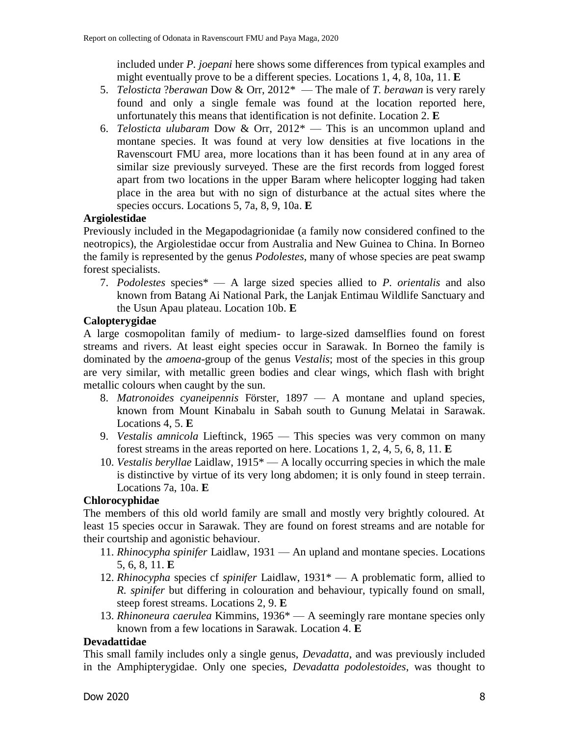included under *P. joepani* here shows some differences from typical examples and might eventually prove to be a different species. Locations 1, 4, 8, 10a, 11. **E**

5. *Telosticta* ?*berawan* Dow & Orr, 2012* — The male of *T. berawan* is very rarely found and only a single female was found at the location reported here, unfortunately this means that identification is not definite. Location 2. **E**
6. *Telosticta ulubaram* Dow & Orr, 2012* — This is an uncommon upland and montane species. It was found at very low densities at five locations in the Ravenscourt FMU area, more locations than it has been found at in any area of similar size previously surveyed. These are the first records from logged forest apart from two locations in the upper Baram where helicopter logging had taken place in the area but with no sign of disturbance at the actual sites where the species occurs. Locations 5, 7a, 8, 9, 10a. **E**

**Argiolestidae**

Previously included in the Megapodagrionidae (a family now considered confined to the neotropics), the Argiolestidae occur from Australia and New Guinea to China. In Borneo the family is represented by the genus *Podolestes*, many of whose species are peat swamp forest specialists.

7. *Podolestes* species* — A large sized species allied to *P. orientalis* and also known from Batang Ai National Park, the Lanjak Entimau Wildlife Sanctuary and the Usun Apau plateau. Location 10b. **E**

**Calopterygidae**

A large cosmopolitan family of medium- to large-sized damselflies found on forest streams and rivers. At least eight species occur in Sarawak. In Borneo the family is dominated by the *amoena*-group of the genus *Vestalis*; most of the species in this group are very similar, with metallic green bodies and clear wings, which flash with bright metallic colours when caught by the sun.

8. *Matronoides cyaneipennis* Förster, 1897 — A montane and upland species, known from Mount Kinabalu in Sabah south to Gunung Melatai in Sarawak. Locations 4, 5. **E**
9. *Vestalis amnicola* Lieftinck, 1965 — This species was very common on many forest streams in the areas reported on here. Locations 1, 2, 4, 5, 6, 8, 11. **E**
10. *Vestalis beryllae* Laidlaw, 1915* — A locally occurring species in which the male is distinctive by virtue of its very long abdomen; it is only found in steep terrain. Locations 7a, 10a. **E**

**Chlorocyphidae**

The members of this old world family are small and mostly very brightly coloured. At least 15 species occur in Sarawak. They are found on forest streams and are notable for their courtship and agonistic behaviour.

11. *Rhinocypha spinifer* Laidlaw, 1931 — An upland and montane species. Locations 5, 6, 8, 11. **E**
12. *Rhinocypha* species cf *spinifer* Laidlaw, 1931* — A problematic form, allied to *R. spinifer* but differing in colouration and behaviour, typically found on small, steep forest streams. Locations 2, 9. **E**
13. *Rhinoneura caerulea* Kimmins, 1936* — A seemingly rare montane species only known from a few locations in Sarawak. Location 4. **E**

**Devadattidae**

This small family includes only a single genus, *Devadatta*, and was previously included in the Amphipterygidae. Only one species, *Devadatta podolestoides*, was thought to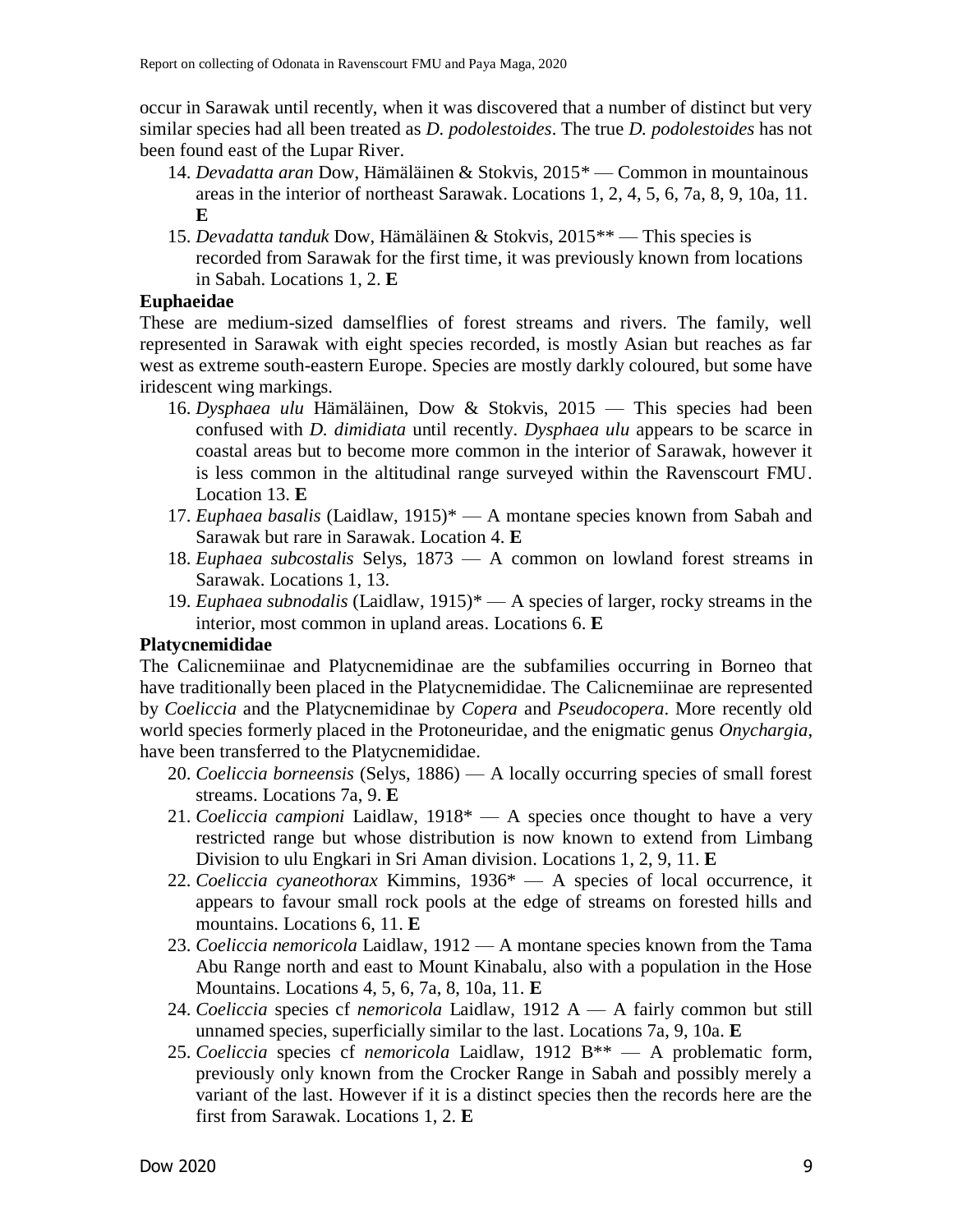occur in Sarawak until recently, when it was discovered that a number of distinct but very similar species had all been treated as *D. podolestoides*. The true *D. podolestoides* has not been found east of the Lupar River.

14. *Devadatta aran* Dow, Hämäläinen & Stokvis, 2015* — Common in mountainous areas in the interior of northeast Sarawak. Locations 1, 2, 4, 5, 6, 7a, 8, 9, 10a, 11. **E**
15. *Devadatta tanduk* Dow, Hämäläinen & Stokvis, 2015** — This species is recorded from Sarawak for the first time, it was previously known from locations in Sabah. Locations 1, 2. **E**

**Euphaeidae**

These are medium-sized damselflies of forest streams and rivers. The family, well represented in Sarawak with eight species recorded, is mostly Asian but reaches as far west as extreme south-eastern Europe. Species are mostly darkly coloured, but some have iridescent wing markings.

16. *Dysphaea ulu* Hämäläinen, Dow & Stokvis, 2015 — This species had been confused with *D. dimidiata* until recently. *Dysphaea ulu* appears to be scarce in coastal areas but to become more common in the interior of Sarawak, however it is less common in the altitudinal range surveyed within the Ravenscourt FMU. Location 13. **E**
17. *Euphaea basalis* (Laidlaw, 1915)* — A montane species known from Sabah and Sarawak but rare in Sarawak. Location 4. **E**
18. *Euphaea subcostalis* Selys, 1873 — A common on lowland forest streams in Sarawak. Locations 1, 13.
19. *Euphaea subnodalis* (Laidlaw, 1915)* — A species of larger, rocky streams in the interior, most common in upland areas. Locations 6. **E**

**Platycnemididae**

The Calicnemiinae and Platycnemidinae are the subfamilies occurring in Borneo that have traditionally been placed in the Platycnemididae. The Calicnemiinae are represented by *Coeliccia* and the Platycnemidinae by *Copera* and *Pseudocopera*. More recently old world species formerly placed in the Protoneuridae, and the enigmatic genus *Onychargia*, have been transferred to the Platycnemididae.

20. *Coeliccia borneensis* (Selys, 1886) — A locally occurring species of small forest streams. Locations 7a, 9. **E**
21. *Coeliccia campioni* Laidlaw, 1918* — A species once thought to have a very restricted range but whose distribution is now known to extend from Limbang Division to ulu Engkari in Sri Aman division. Locations 1, 2, 9, 11. **E**
22. *Coeliccia cyaneothorax* Kimmins, 1936* — A species of local occurrence, it appears to favour small rock pools at the edge of streams on forested hills and mountains. Locations 6, 11. **E**
23. *Coeliccia nemoricola* Laidlaw, 1912 — A montane species known from the Tama Abu Range north and east to Mount Kinabalu, also with a population in the Hose Mountains. Locations 4, 5, 6, 7a, 8, 10a, 11. **E**
24. *Coeliccia* species cf *nemoricola* Laidlaw, 1912 A — A fairly common but still unnamed species, superficially similar to the last. Locations 7a, 9, 10a. **E**
25. *Coeliccia* species cf *nemoricola* Laidlaw, 1912 B** — A problematic form, previously only known from the Crocker Range in Sabah and possibly merely a variant of the last. However if it is a distinct species then the records here are the first from Sarawak. Locations 1, 2. **E**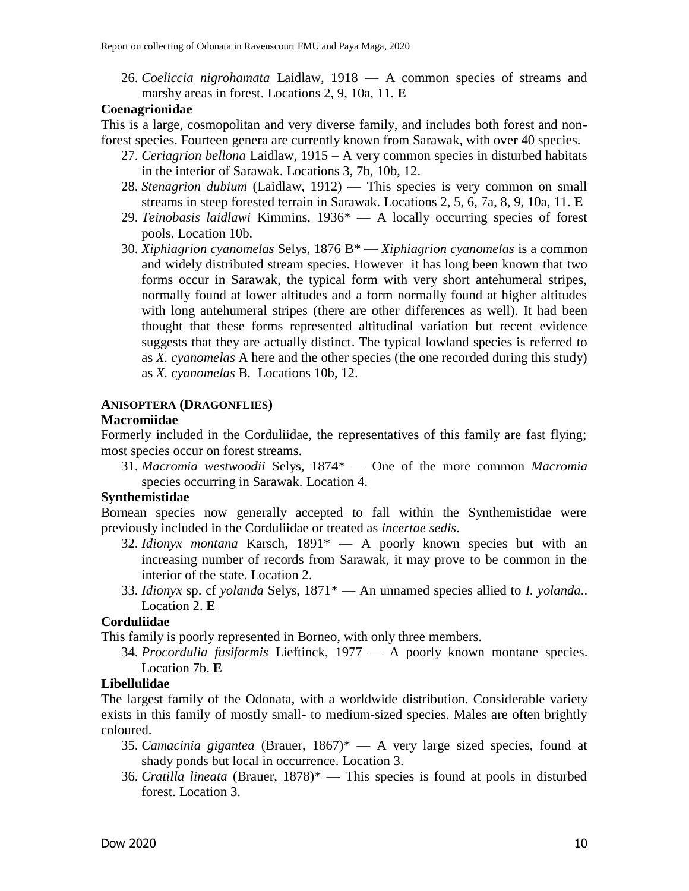26. *Coeliccia nigrohamata* Laidlaw, 1918 — A common species of streams and marshy areas in forest. Locations 2, 9, 10a, 11. **E**

### Coenagrionidae

This is a large, cosmopolitan and very diverse family, and includes both forest and non-forest species. Fourteen genera are currently known from Sarawak, with over 40 species.

27. *Ceriagrion bellona* Laidlaw, 1915 – A very common species in disturbed habitats in the interior of Sarawak. Locations 3, 7b, 10b, 12.
28. *Stenagrion dubium* (Laidlaw, 1912) — This species is very common on small streams in steep forested terrain in Sarawak. Locations 2, 5, 6, 7a, 8, 9, 10a, 11. **E**
29. *Teinobasis laidlawi* Kimmins, 1936* — A locally occurring species of forest pools. Location 10b.
30. *Xiphiagrion cyanomelas* Selys, 1876 B* — *Xiphiagrion cyanomelas* is a common and widely distributed stream species. However it has long been known that two forms occur in Sarawak, the typical form with very short antehumeral stripes, normally found at lower altitudes and a form normally found at higher altitudes with long antehumeral stripes (there are other differences as well). It had been thought that these forms represented altitudinal variation but recent evidence suggests that they are actually distinct. The typical lowland species is referred to as *X. cyanomelas* A here and the other species (the one recorded during this study) as *X. cyanomelas* B. Locations 10b, 12.

## ANISOPTERA (DRAGONFLIES)

### Macromiidae

Formerly included in the Corduliidae, the representatives of this family are fast flying; most species occur on forest streams.

31. *Macromia westwoodii* Selys, 1874* — One of the more common *Macromia* species occurring in Sarawak. Location 4.

### Synthemistidae

Bornean species now generally accepted to fall within the Synthemistidae were previously included in the Corduliidae or treated as *incertae sedis*.

32. *Idionyx montana* Karsch, 1891* — A poorly known species but with an increasing number of records from Sarawak, it may prove to be common in the interior of the state. Location 2.
33. *Idionyx* sp. cf *yolanda* Selys, 1871* — An unnamed species allied to *I. yolanda*.. Location 2. **E**

### Corduliidae

This family is poorly represented in Borneo, with only three members.

34. *Procordulia fusiformis* Lieftinck, 1977 — A poorly known montane species. Location 7b. **E**

### Libellulidae

The largest family of the Odonata, with a worldwide distribution. Considerable variety exists in this family of mostly small- to medium-sized species. Males are often brightly coloured.

35. *Camacinia gigantea* (Brauer, 1867)* — A very large sized species, found at shady ponds but local in occurrence. Location 3.
36. *Cratilla lineata* (Brauer, 1878)* — This species is found at pools in disturbed forest. Location 3.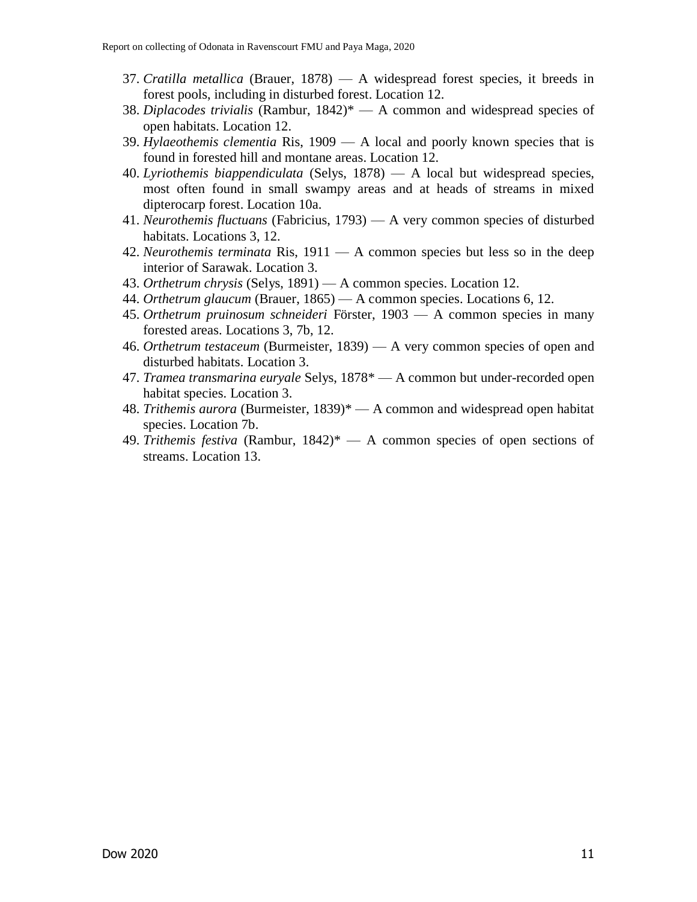37. *Cratilla metallica* (Brauer, 1878) — A widespread forest species, it breeds in forest pools, including in disturbed forest. Location 12.
38. *Diplacodes trivialis* (Rambur, 1842)* — A common and widespread species of open habitats. Location 12.
39. *Hylaeothemis clementia* Ris, 1909 — A local and poorly known species that is found in forested hill and montane areas. Location 12.
40. *Lyriothemis biappendiculata* (Selys, 1878) — A local but widespread species, most often found in small swampy areas and at heads of streams in mixed dipterocarp forest. Location 10a.
41. *Neurothemis fluctuans* (Fabricius, 1793) — A very common species of disturbed habitats. Locations 3, 12.
42. *Neurothemis terminata* Ris, 1911 — A common species but less so in the deep interior of Sarawak. Location 3.
43. *Orthetrum chrysis* (Selys, 1891) — A common species. Location 12.
44. *Orthetrum glaucum* (Brauer, 1865) — A common species. Locations 6, 12.
45. *Orthetrum pruinosum schneideri* Förster, 1903 — A common species in many forested areas. Locations 3, 7b, 12.
46. *Orthetrum testaceum* (Burmeister, 1839) — A very common species of open and disturbed habitats. Location 3.
47. *Tramea transmarina euryale* Selys, 1878* — A common but under-recorded open habitat species. Location 3.
48. *Trithemis aurora* (Burmeister, 1839)* — A common and widespread open habitat species. Location 7b.
49. *Trithemis festiva* (Rambur, 1842)* — A common species of open sections of streams. Location 13.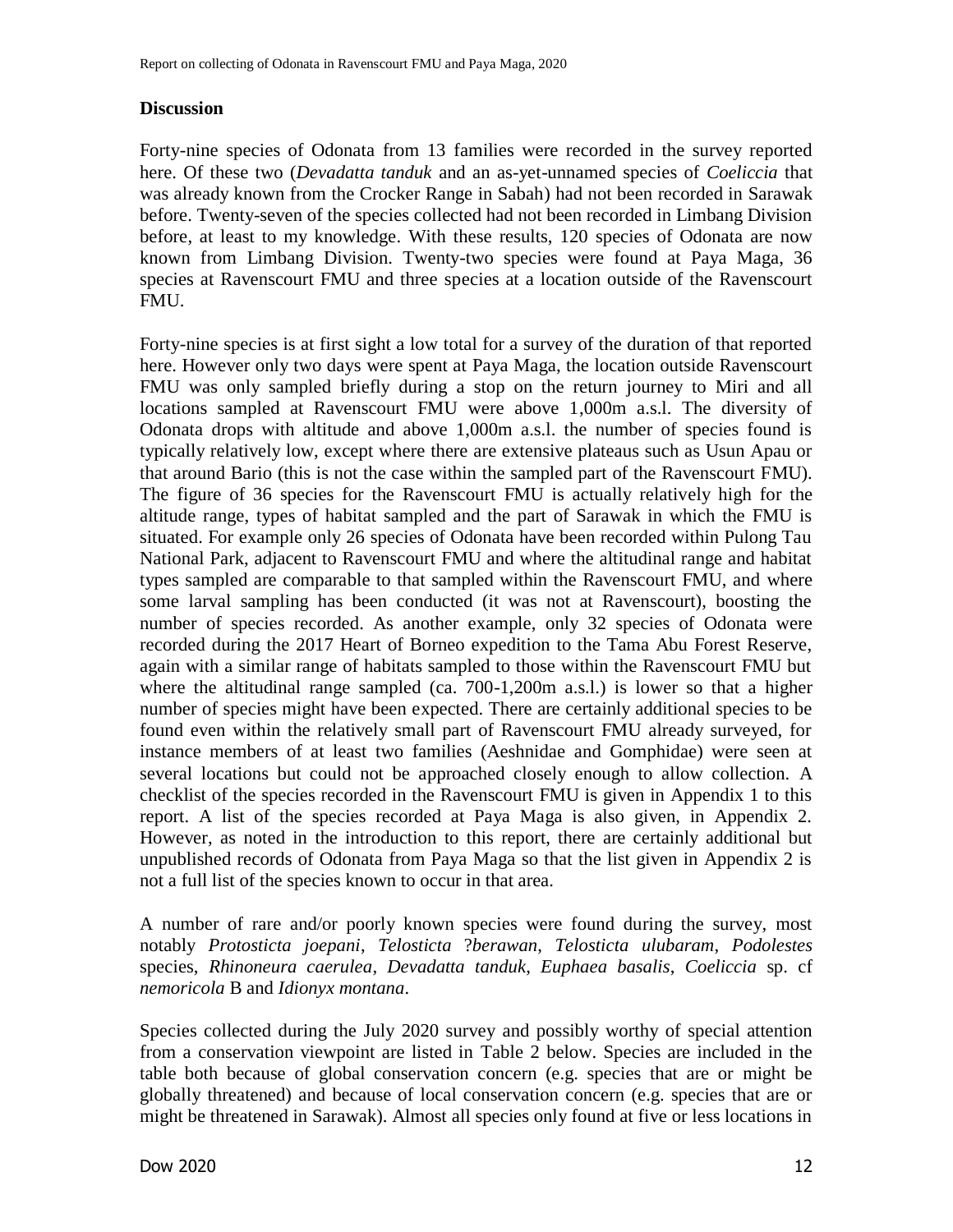## Discussion

Forty-nine species of Odonata from 13 families were recorded in the survey reported here. Of these two (*Devadatta tanduk* and an as-yet-unnamed species of *Coeliccia* that was already known from the Crocker Range in Sabah) had not been recorded in Sarawak before. Twenty-seven of the species collected had not been recorded in Limbang Division before, at least to my knowledge. With these results, 120 species of Odonata are now known from Limbang Division. Twenty-two species were found at Paya Maga, 36 species at Ravenscourt FMU and three species at a location outside of the Ravenscourt FMU.

Forty-nine species is at first sight a low total for a survey of the duration of that reported here. However only two days were spent at Paya Maga, the location outside Ravenscourt FMU was only sampled briefly during a stop on the return journey to Miri and all locations sampled at Ravenscourt FMU were above 1,000m a.s.l. The diversity of Odonata drops with altitude and above 1,000m a.s.l. the number of species found is typically relatively low, except where there are extensive plateaus such as Usun Apau or that around Bario (this is not the case within the sampled part of the Ravenscourt FMU). The figure of 36 species for the Ravenscourt FMU is actually relatively high for the altitude range, types of habitat sampled and the part of Sarawak in which the FMU is situated. For example only 26 species of Odonata have been recorded within Pulong Tau National Park, adjacent to Ravenscourt FMU and where the altitudinal range and habitat types sampled are comparable to that sampled within the Ravenscourt FMU, and where some larval sampling has been conducted (it was not at Ravenscourt), boosting the number of species recorded. As another example, only 32 species of Odonata were recorded during the 2017 Heart of Borneo expedition to the Tama Abu Forest Reserve, again with a similar range of habitats sampled to those within the Ravenscourt FMU but where the altitudinal range sampled (ca. 700-1,200m a.s.l.) is lower so that a higher number of species might have been expected. There are certainly additional species to be found even within the relatively small part of Ravenscourt FMU already surveyed, for instance members of at least two families (Aeshnidae and Gomphidae) were seen at several locations but could not be approached closely enough to allow collection. A checklist of the species recorded in the Ravenscourt FMU is given in Appendix 1 to this report. A list of the species recorded at Paya Maga is also given, in Appendix 2. However, as noted in the introduction to this report, there are certainly additional but unpublished records of Odonata from Paya Maga so that the list given in Appendix 2 is not a full list of the species known to occur in that area.

A number of rare and/or poorly known species were found during the survey, most notably *Protosticta joepani*, *Telosticta* ?*berawan*, *Telosticta ulubaram*, *Podolestes* species, *Rhinoneura caerulea*, *Devadatta tanduk*, *Euphaea basalis*, *Coeliccia* sp. cf *nemoricola* B and *Idionyx montana*.

Species collected during the July 2020 survey and possibly worthy of special attention from a conservation viewpoint are listed in Table 2 below. Species are included in the table both because of global conservation concern (e.g. species that are or might be globally threatened) and because of local conservation concern (e.g. species that are or might be threatened in Sarawak). Almost all species only found at five or less locations in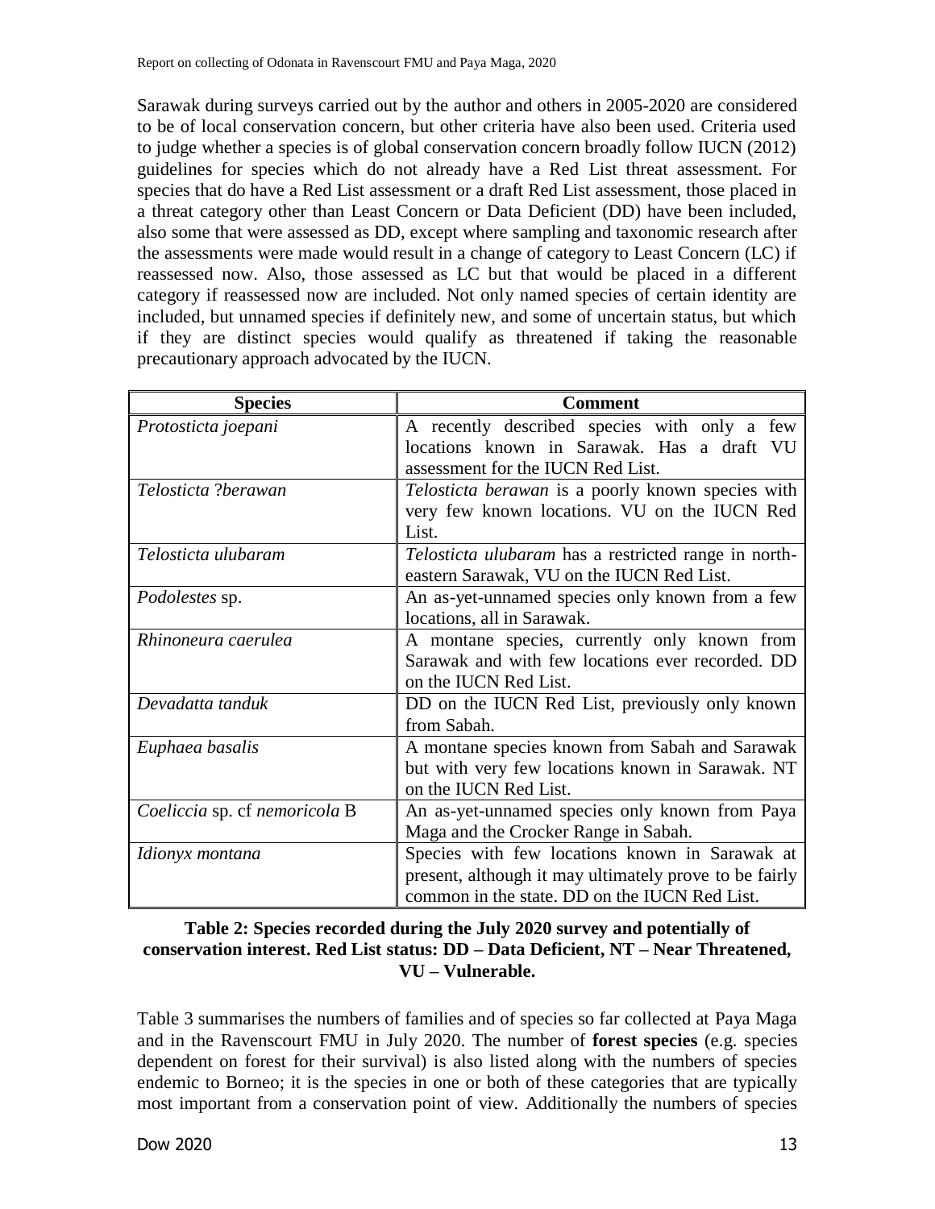Sarawak during surveys carried out by the author and others in 2005-2020 are considered to be of local conservation concern, but other criteria have also been used. Criteria used to judge whether a species is of global conservation concern broadly follow IUCN (2012) guidelines for species which do not already have a Red List threat assessment. For species that do have a Red List assessment or a draft Red List assessment, those placed in a threat category other than Least Concern or Data Deficient (DD) have been included, also some that were assessed as DD, except where sampling and taxonomic research after the assessments were made would result in a change of category to Least Concern (LC) if reassessed now. Also, those assessed as LC but that would be placed in a different category if reassessed now are included. Not only named species of certain identity are included, but unnamed species if definitely new, and some of uncertain status, but which if they are distinct species would qualify as threatened if taking the reasonable precautionary approach advocated by the IUCN.

| Species | Comment |
|---|---|
| *Protosticta joepani* | A recently described species with only a few locations known in Sarawak. Has a draft VU assessment for the IUCN Red List. |
| *Telosticta ?berawan* | *Telosticta berawan* is a poorly known species with very few known locations. VU on the IUCN Red List. |
| *Telosticta ulubaram* | *Telosticta ulubaram* has a restricted range in north-eastern Sarawak, VU on the IUCN Red List. |
| *Podolestes* sp. | An as-yet-unnamed species only known from a few locations, all in Sarawak. |
| *Rhinoneura caerulea* | A montane species, currently only known from Sarawak and with few locations ever recorded. DD on the IUCN Red List. |
| *Devadatta tanduk* | DD on the IUCN Red List, previously only known from Sabah. |
| *Euphaea basalis* | A montane species known from Sabah and Sarawak but with very few locations known in Sarawak. NT on the IUCN Red List. |
| *Coeliccia* sp. cf *nemoricola* B | An as-yet-unnamed species only known from Paya Maga and the Crocker Range in Sabah. |
| *Idionyx montana* | Species with few locations known in Sarawak at present, although it may ultimately prove to be fairly common in the state. DD on the IUCN Red List. |

**Table 2: Species recorded during the July 2020 survey and potentially of conservation interest. Red List status: DD – Data Deficient, NT – Near Threatened, VU – Vulnerable.**

Table 3 summarises the numbers of families and of species so far collected at Paya Maga and in the Ravenscourt FMU in July 2020. The number of **forest species** (e.g. species dependent on forest for their survival) is also listed along with the numbers of species endemic to Borneo; it is the species in one or both of these categories that are typically most important from a conservation point of view. Additionally the numbers of species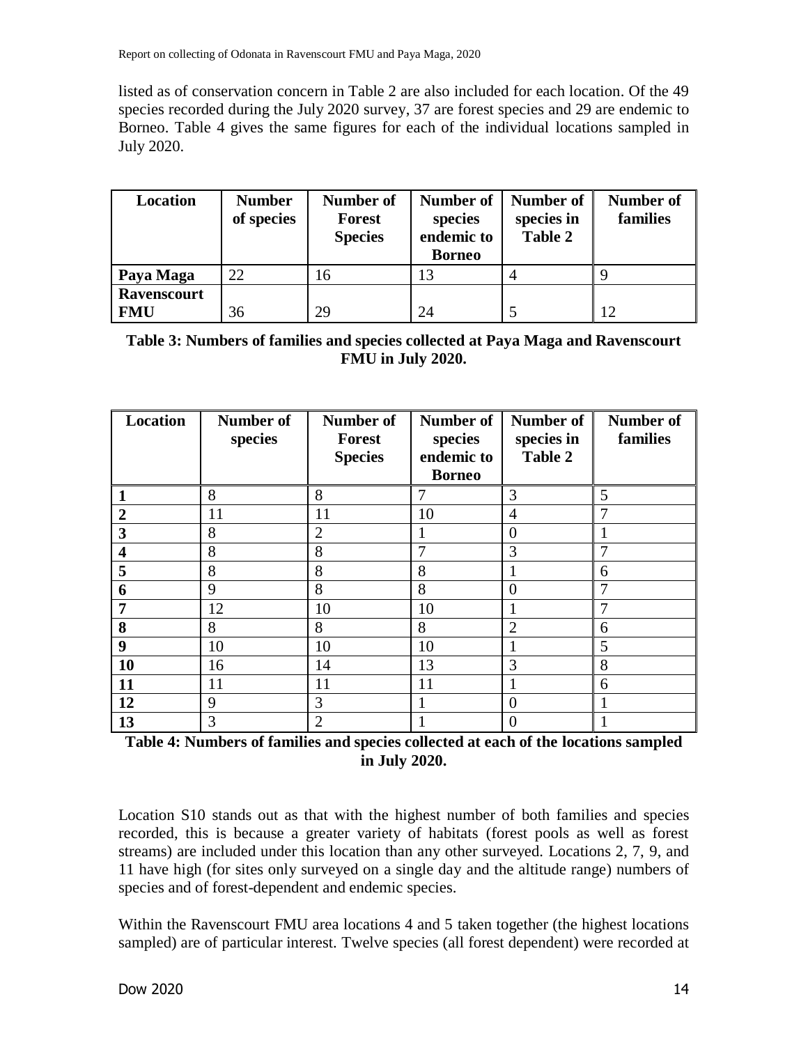listed as of conservation concern in Table 2 are also included for each location. Of the 49 species recorded during the July 2020 survey, 37 are forest species and 29 are endemic to Borneo. Table 4 gives the same figures for each of the individual locations sampled in July 2020.

| Location | Number of species | Number of Forest Species | Number of species endemic to Borneo | Number of species in Table 2 | Number of families |
|---|---|---|---|---|---|
| **Paya Maga** | 22 | 16 | 13 | 4 | 9 |
| **Ravenscourt FMU** | 36 | 29 | 24 | 5 | 12 |

**Table 3: Numbers of families and species collected at Paya Maga and Ravenscourt FMU in July 2020.**

| Location | Number of species | Number of Forest Species | Number of species endemic to Borneo | Number of species in Table 2 | Number of families |
|---|---|---|---|---|---|
| **1** | 8 | 8 | 7 | 3 | 5 |
| **2** | 11 | 11 | 10 | 4 | 7 |
| **3** | 8 | 2 | 1 | 0 | 1 |
| **4** | 8 | 8 | 7 | 3 | 7 |
| **5** | 8 | 8 | 8 | 1 | 6 |
| **6** | 9 | 8 | 8 | 0 | 7 |
| **7** | 12 | 10 | 10 | 1 | 7 |
| **8** | 8 | 8 | 8 | 2 | 6 |
| **9** | 10 | 10 | 10 | 1 | 5 |
| **10** | 16 | 14 | 13 | 3 | 8 |
| **11** | 11 | 11 | 11 | 1 | 6 |
| **12** | 9 | 3 | 1 | 0 | 1 |
| **13** | 3 | 2 | 1 | 0 | 1 |

**Table 4: Numbers of families and species collected at each of the locations sampled in July 2020.**

Location S10 stands out as that with the highest number of both families and species recorded, this is because a greater variety of habitats (forest pools as well as forest streams) are included under this location than any other surveyed. Locations 2, 7, 9, and 11 have high (for sites only surveyed on a single day and the altitude range) numbers of species and of forest-dependent and endemic species.

Within the Ravenscourt FMU area locations 4 and 5 taken together (the highest locations sampled) are of particular interest. Twelve species (all forest dependent) were recorded at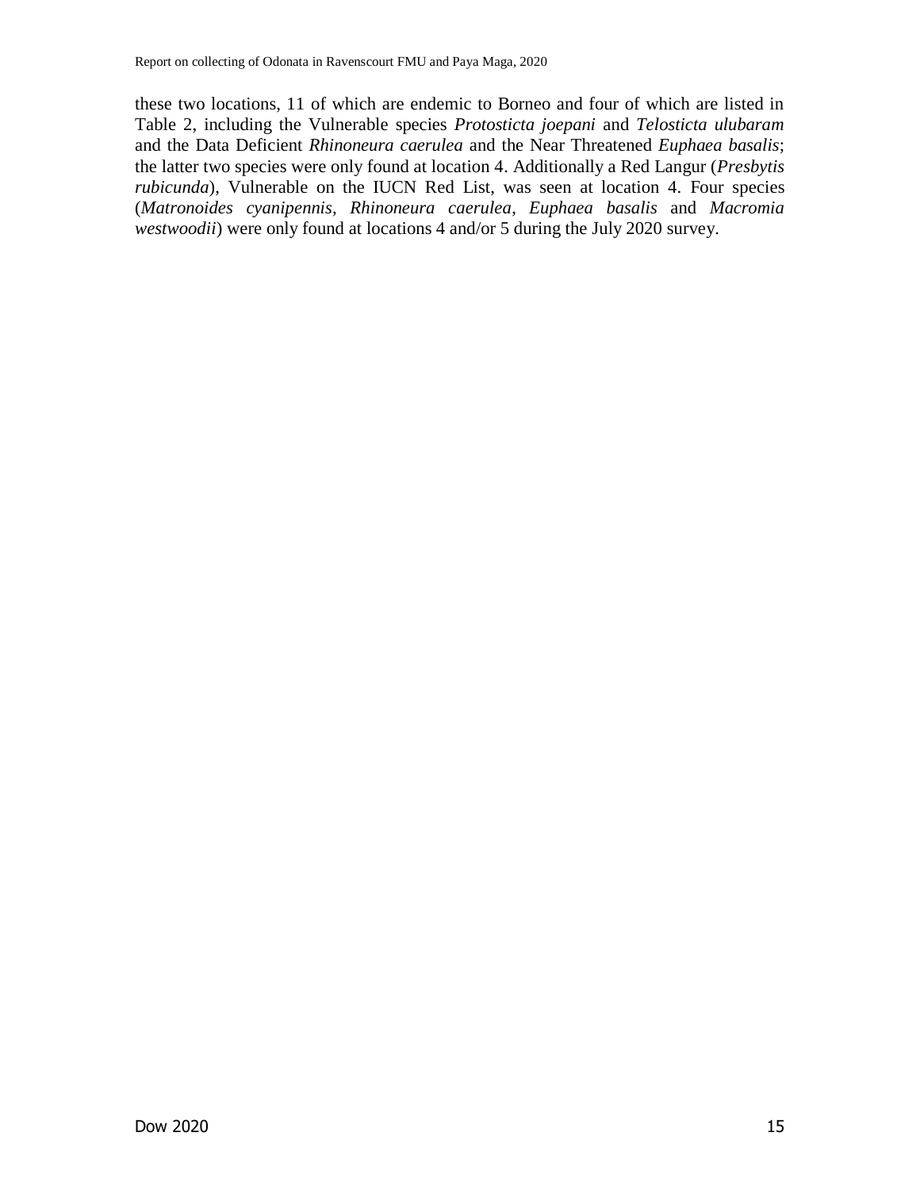these two locations, 11 of which are endemic to Borneo and four of which are listed in Table 2, including the Vulnerable species *Protosticta joepani* and *Telosticta ulubaram* and the Data Deficient *Rhinoneura caerulea* and the Near Threatened *Euphaea basalis*; the latter two species were only found at location 4. Additionally a Red Langur (*Presbytis rubicunda*), Vulnerable on the IUCN Red List, was seen at location 4. Four species (*Matronoides cyanipennis*, *Rhinoneura caerulea*, *Euphaea basalis* and *Macromia westwoodii*) were only found at locations 4 and/or 5 during the July 2020 survey.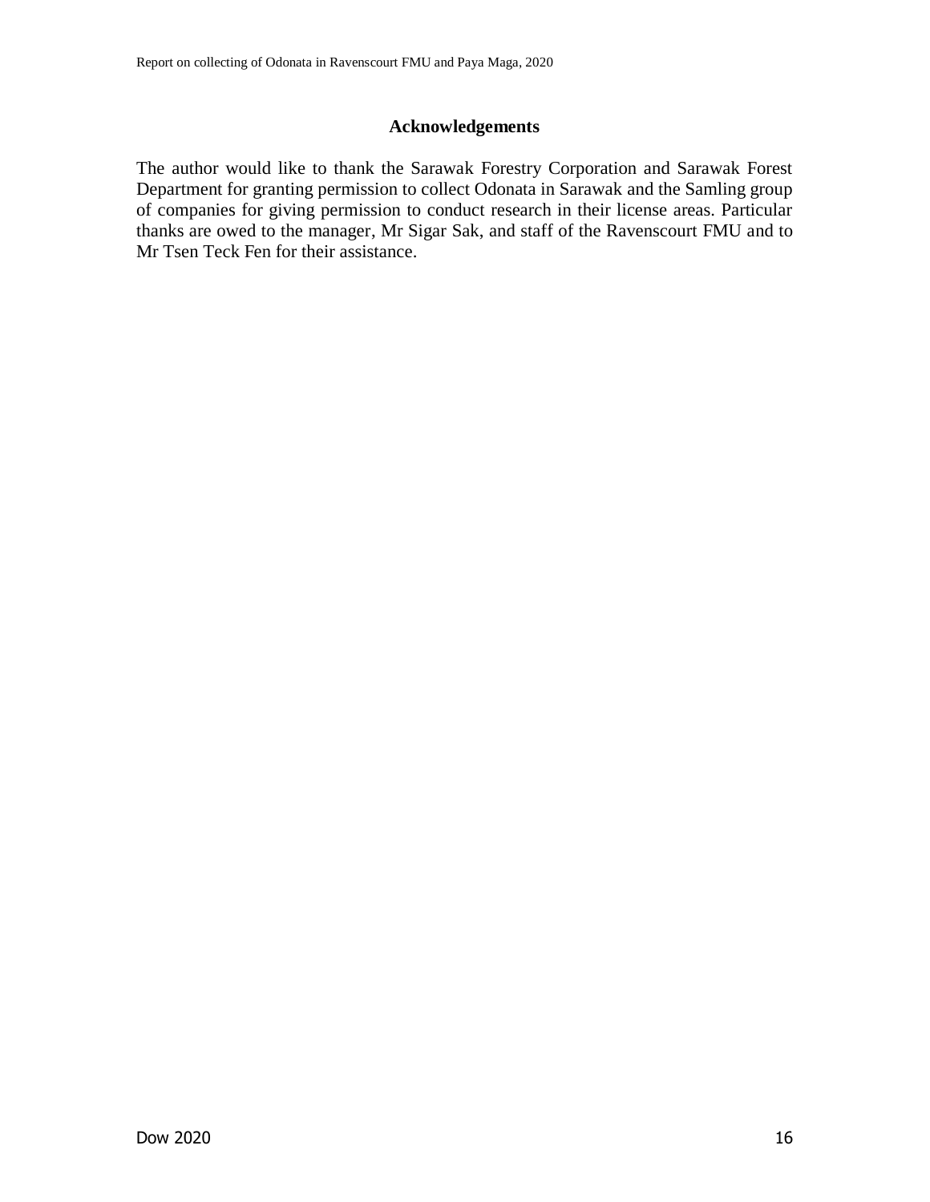## Acknowledgements

The author would like to thank the Sarawak Forestry Corporation and Sarawak Forest Department for granting permission to collect Odonata in Sarawak and the Samling group of companies for giving permission to conduct research in their license areas. Particular thanks are owed to the manager, Mr Sigar Sak, and staff of the Ravenscourt FMU and to Mr Tsen Teck Fen for their assistance.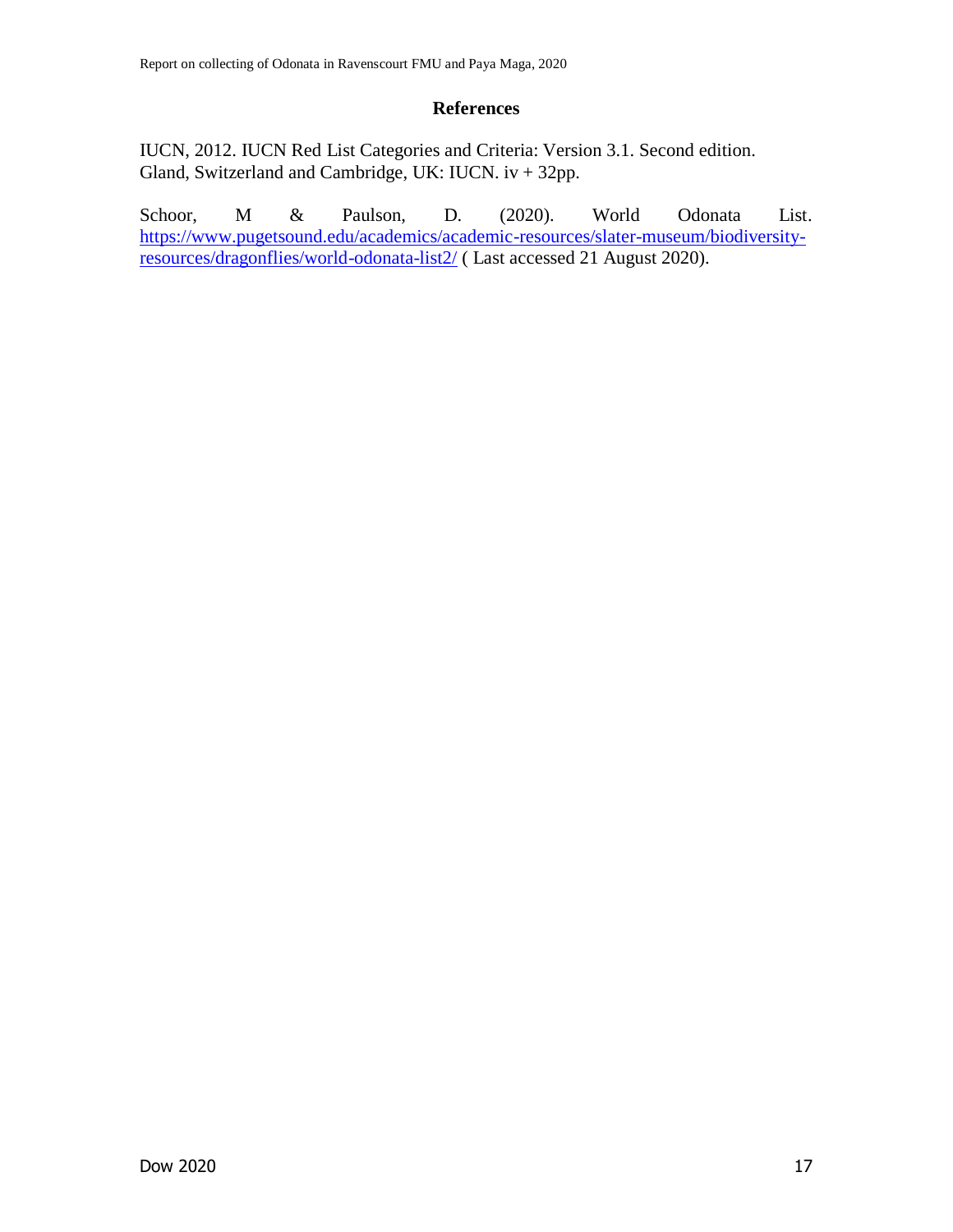# References

IUCN, 2012. IUCN Red List Categories and Criteria: Version 3.1. Second edition. Gland, Switzerland and Cambridge, UK: IUCN. iv + 32pp.

Schoor, M & Paulson, D. (2020). World Odonata List. https://www.pugetsound.edu/academics/academic-resources/slater-museum/biodiversity-resources/dragonflies/world-odonata-list2/ ( Last accessed 21 August 2020).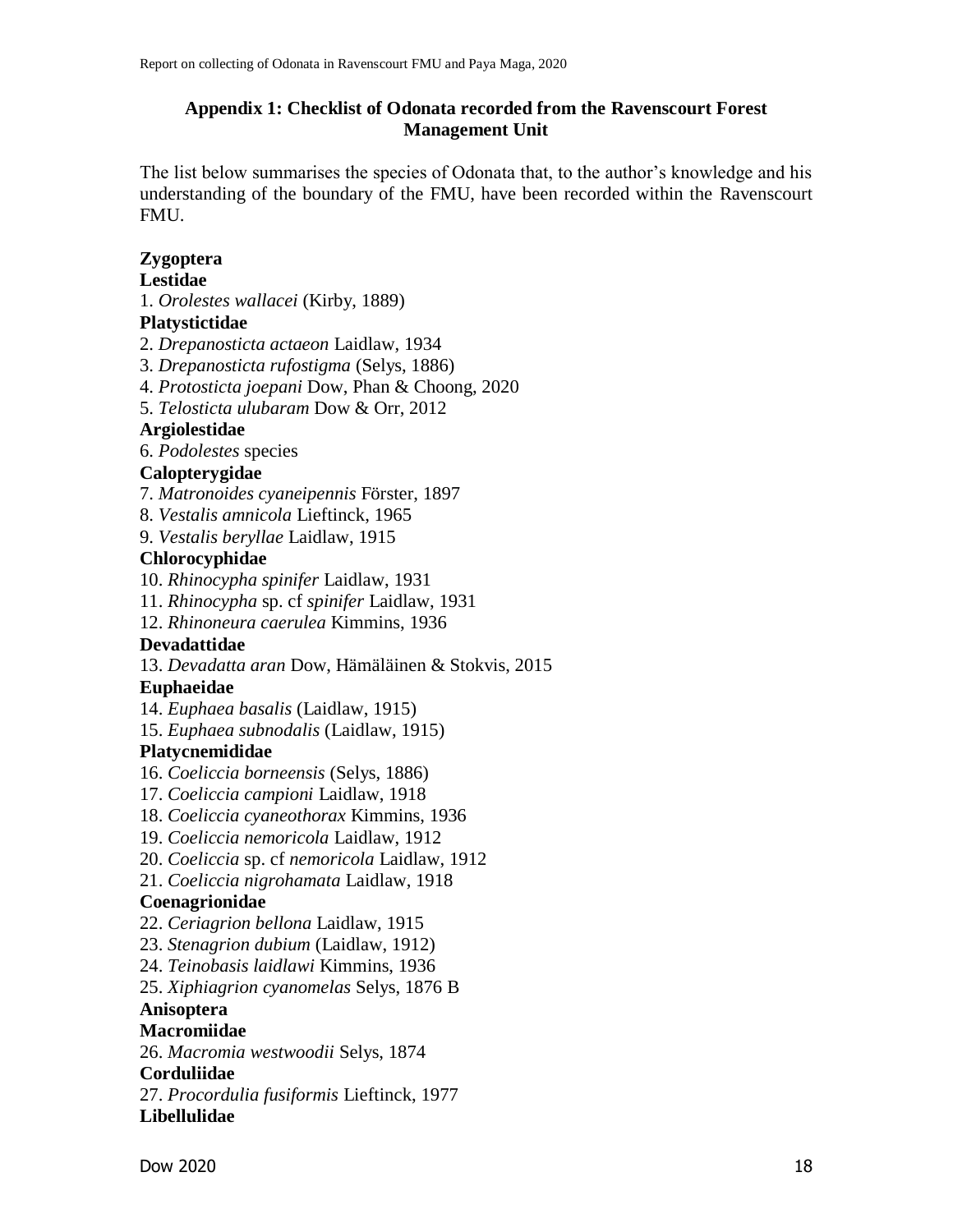## Appendix 1: Checklist of Odonata recorded from the Ravenscourt Forest Management Unit

The list below summarises the species of Odonata that, to the author's knowledge and his understanding of the boundary of the FMU, have been recorded within the Ravenscourt FMU.

**Zygoptera**

**Lestidae**

1. *Orolestes wallacei* (Kirby, 1889)

**Platystictidae**

2. *Drepanosticta actaeon* Laidlaw, 1934
3. *Drepanosticta rufostigma* (Selys, 1886)
4. *Protosticta joepani* Dow, Phan & Choong, 2020
5. *Telosticta ulubaram* Dow & Orr, 2012

**Argiolestidae**

6. *Podolestes* species

**Calopterygidae**

7. *Matronoides cyaneipennis* Förster, 1897
8. *Vestalis amnicola* Lieftinck, 1965
9. *Vestalis beryllae* Laidlaw, 1915

**Chlorocyphidae**

10. *Rhinocypha spinifer* Laidlaw, 1931
11. *Rhinocypha* sp. cf *spinifer* Laidlaw, 1931
12. *Rhinoneura caerulea* Kimmins, 1936

**Devadattidae**

13. *Devadatta aran* Dow, Hämäläinen & Stokvis, 2015

**Euphaeidae**

14. *Euphaea basalis* (Laidlaw, 1915)
15. *Euphaea subnodalis* (Laidlaw, 1915)

**Platycnemididae**

16. *Coeliccia borneensis* (Selys, 1886)
17. *Coeliccia campioni* Laidlaw, 1918
18. *Coeliccia cyaneothorax* Kimmins, 1936
19. *Coeliccia nemoricola* Laidlaw, 1912
20. *Coeliccia* sp. cf *nemoricola* Laidlaw, 1912
21. *Coeliccia nigrohamata* Laidlaw, 1918

**Coenagrionidae**

22. *Ceriagrion bellona* Laidlaw, 1915
23. *Stenagrion dubium* (Laidlaw, 1912)
24. *Teinobasis laidlawi* Kimmins, 1936
25. *Xiphiagrion cyanomelas* Selys, 1876 B

**Anisoptera**

**Macromiidae**

26. *Macromia westwoodii* Selys, 1874

**Corduliidae**

27. *Procordulia fusiformis* Lieftinck, 1977

**Libellulidae**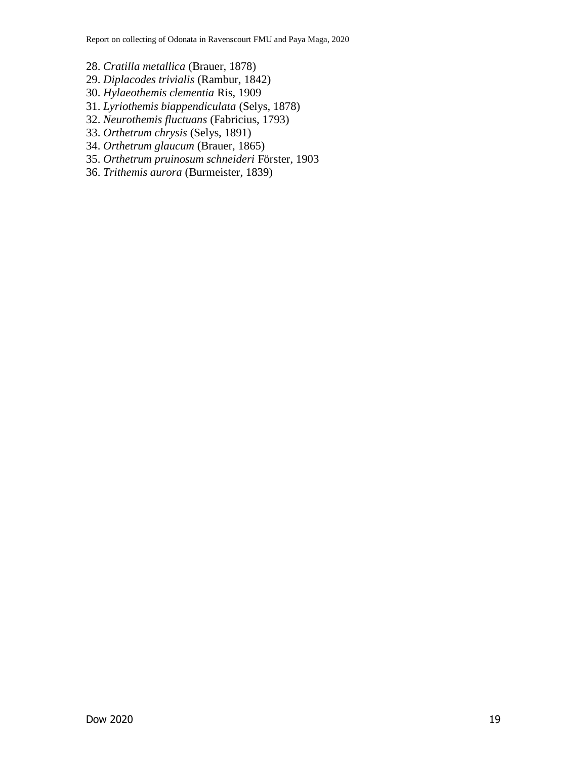28. *Cratilla metallica* (Brauer, 1878)
29. *Diplacodes trivialis* (Rambur, 1842)
30. *Hylaeothemis clementia* Ris, 1909
31. *Lyriothemis biappendiculata* (Selys, 1878)
32. *Neurothemis fluctuans* (Fabricius, 1793)
33. *Orthetrum chrysis* (Selys, 1891)
34. *Orthetrum glaucum* (Brauer, 1865)
35. *Orthetrum pruinosum schneideri* Förster, 1903
36. *Trithemis aurora* (Burmeister, 1839)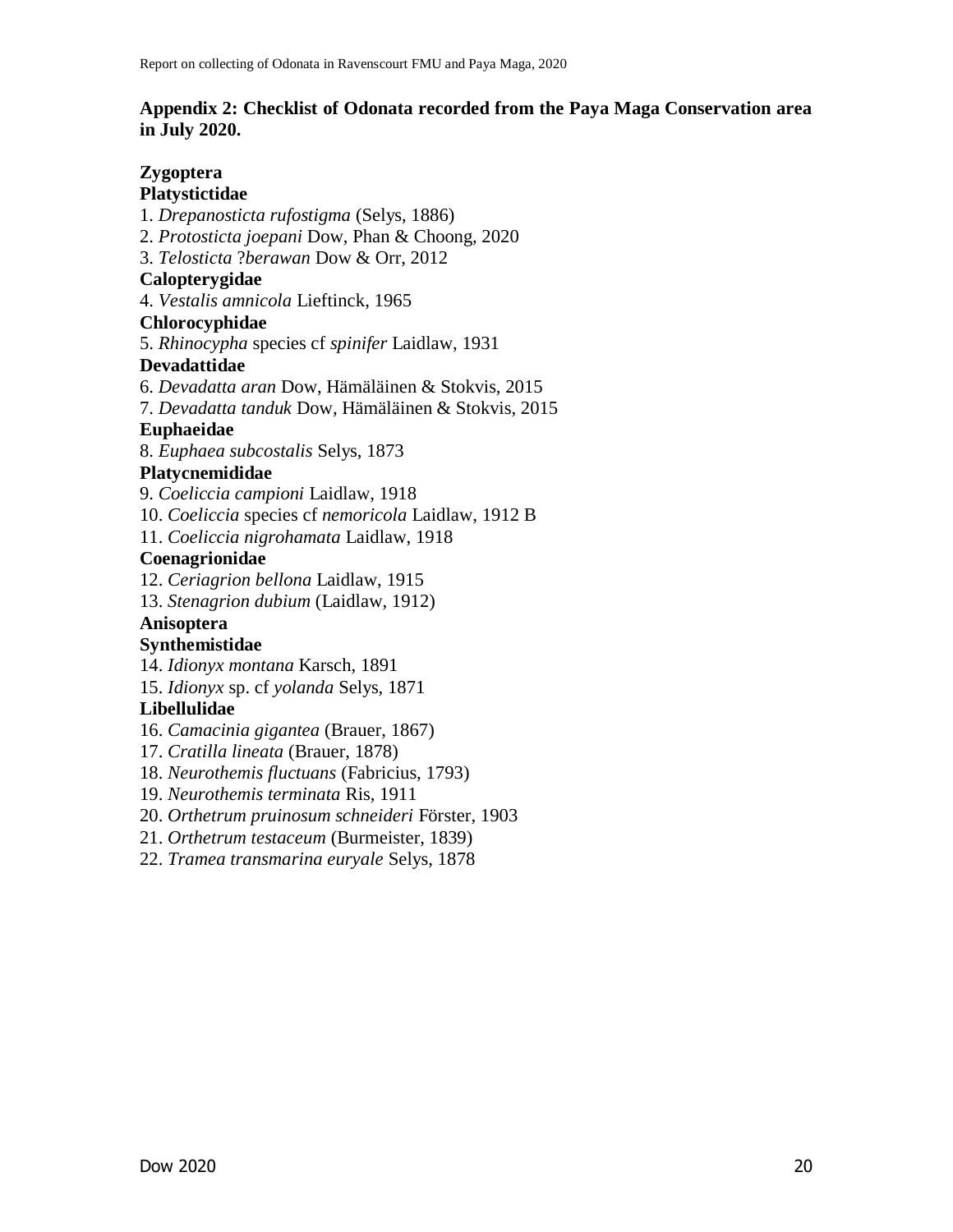**Appendix 2: Checklist of Odonata recorded from the Paya Maga Conservation area in July 2020.**

**Zygoptera**

**Platystictidae**

1. *Drepanosticta rufostigma* (Selys, 1886)
2. *Protosticta joepani* Dow, Phan & Choong, 2020
3. *Telosticta* ?*berawan* Dow & Orr, 2012

**Calopterygidae**

4. *Vestalis amnicola* Lieftinck, 1965

**Chlorocyphidae**

5. *Rhinocypha* species cf *spinifer* Laidlaw, 1931

**Devadattidae**

6. *Devadatta aran* Dow, Hämäläinen & Stokvis, 2015
7. *Devadatta tanduk* Dow, Hämäläinen & Stokvis, 2015

**Euphaeidae**

8. *Euphaea subcostalis* Selys, 1873

**Platycnemididae**

9. *Coeliccia campioni* Laidlaw, 1918
10. *Coeliccia* species cf *nemoricola* Laidlaw, 1912 B
11. *Coeliccia nigrohamata* Laidlaw, 1918

**Coenagrionidae**

12. *Ceriagrion bellona* Laidlaw, 1915
13. *Stenagrion dubium* (Laidlaw, 1912)

**Anisoptera**

**Synthemistidae**

14. *Idionyx montana* Karsch, 1891
15. *Idionyx* sp. cf *yolanda* Selys, 1871

**Libellulidae**

16. *Camacinia gigantea* (Brauer, 1867)
17. *Cratilla lineata* (Brauer, 1878)
18. *Neurothemis fluctuans* (Fabricius, 1793)
19. *Neurothemis terminata* Ris, 1911
20. *Orthetrum pruinosum schneideri* Förster, 1903
21. *Orthetrum testaceum* (Burmeister, 1839)
22. *Tramea transmarina euryale* Selys, 1878